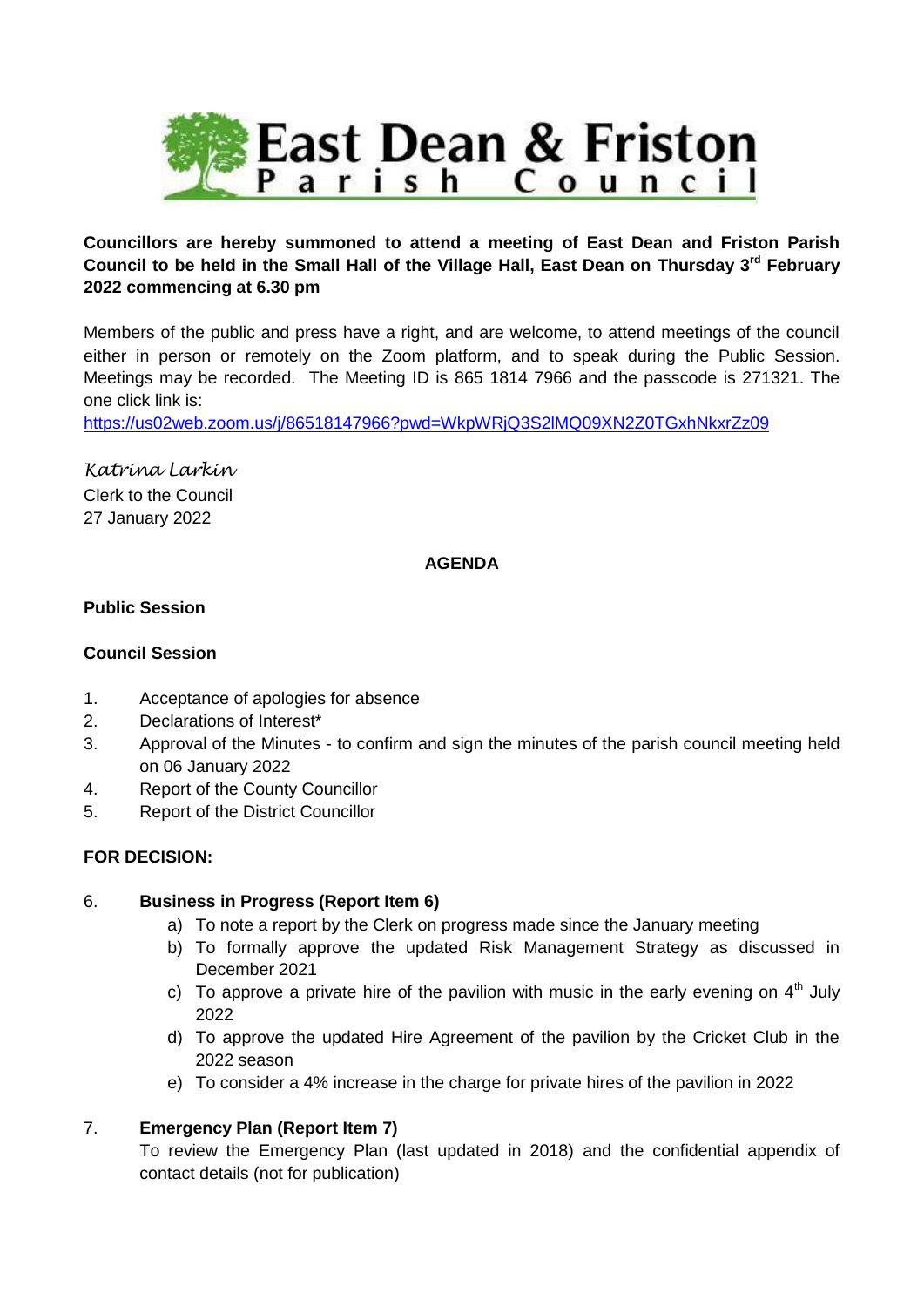# East Dean & Friston Parish Council

**Councillors are hereby summoned to attend a meeting of East Dean and Friston Parish Council to be held in the Small Hall of the Village Hall, East Dean on Thursday 3rd February 2022 commencing at 6.30 pm**

Members of the public and press have a right, and are welcome, to attend meetings of the council either in person or remotely on the Zoom platform, and to speak during the Public Session. Meetings may be recorded. The Meeting ID is 865 1814 7966 and the passcode is 271321. The one click link is:
https://us02web.zoom.us/j/86518147966?pwd=WkpWRjQ3S2lMQ09XN2Z0TGxhNkxrZz09

*Katrina Larkin*
Clerk to the Council
27 January 2022

## AGENDA

**Public Session**

**Council Session**

1. Acceptance of apologies for absence
2. Declarations of Interest*
3. Approval of the Minutes - to confirm and sign the minutes of the parish council meeting held on 06 January 2022
4. Report of the County Councillor
5. Report of the District Councillor

**FOR DECISION:**

6. **Business in Progress (Report Item 6)**
   a) To note a report by the Clerk on progress made since the January meeting
   b) To formally approve the updated Risk Management Strategy as discussed in December 2021
   c) To approve a private hire of the pavilion with music in the early evening on 4th July 2022
   d) To approve the updated Hire Agreement of the pavilion by the Cricket Club in the 2022 season
   e) To consider a 4% increase in the charge for private hires of the pavilion in 2022

7. **Emergency Plan (Report Item 7)**
   To review the Emergency Plan (last updated in 2018) and the confidential appendix of contact details (not for publication)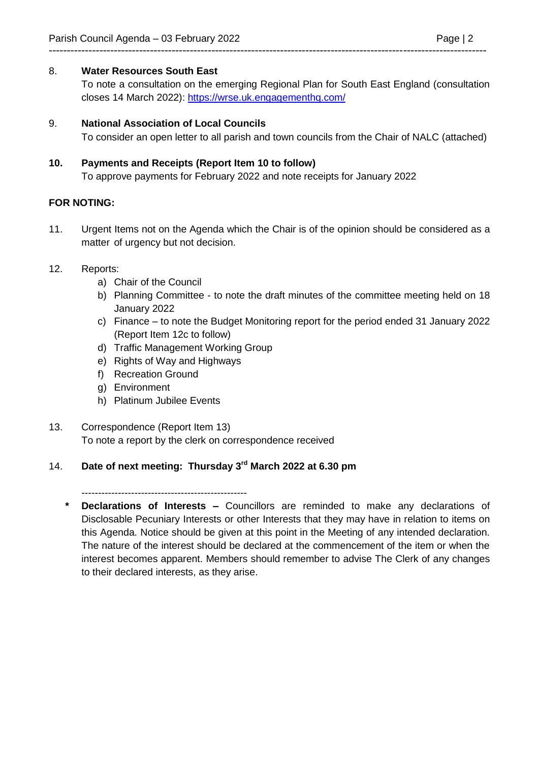8. **Water Resources South East**
   To note a consultation on the emerging Regional Plan for South East England (consultation closes 14 March 2022): https://wrse.uk.engagementhq.com/

9. **National Association of Local Councils**
   To consider an open letter to all parish and town councils from the Chair of NALC (attached)

**10. Payments and Receipts (Report Item 10 to follow)**
   To approve payments for February 2022 and note receipts for January 2022

**FOR NOTING:**

11. Urgent Items not on the Agenda which the Chair is of the opinion should be considered as a matter of urgency but not decision.

12. Reports:
    a) Chair of the Council
    b) Planning Committee - to note the draft minutes of the committee meeting held on 18 January 2022
    c) Finance – to note the Budget Monitoring report for the period ended 31 January 2022 (Report Item 12c to follow)
    d) Traffic Management Working Group
    e) Rights of Way and Highways
    f) Recreation Ground
    g) Environment
    h) Platinum Jubilee Events

13. Correspondence (Report Item 13)
    To note a report by the clerk on correspondence received

14. **Date of next meeting: Thursday 3rd March 2022 at 6.30 pm**

---

\* **Declarations of Interests –** Councillors are reminded to make any declarations of Disclosable Pecuniary Interests or other Interests that they may have in relation to items on this Agenda. Notice should be given at this point in the Meeting of any intended declaration. The nature of the interest should be declared at the commencement of the item or when the interest becomes apparent. Members should remember to advise The Clerk of any changes to their declared interests, as they arise.